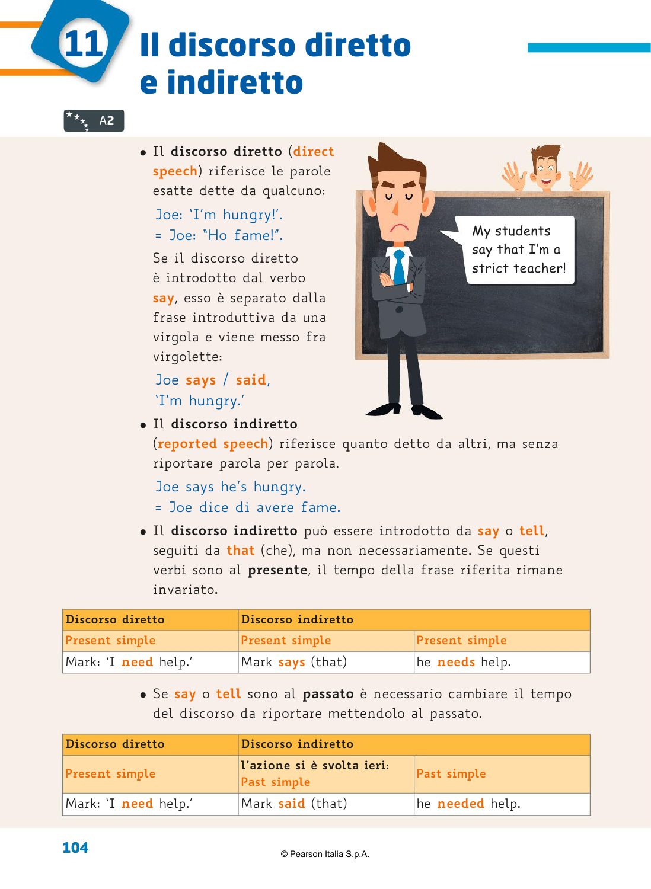# 11 Il discorso diretto e indiretto

A2

- Il **discorso diretto** (**direct speech**) riferisce le parole esatte dette da qualcuno:

  Joe: 'I'm hungry!'.
  = Joe: "Ho fame!".

  Se il discorso diretto è introdotto dal verbo **say**, esso è separato dalla frase introduttiva da una virgola e viene messo fra virgolette:

  Joe **says** / **said**, 'I'm hungry.'

- Il **discorso indiretto** (**reported speech**) riferisce quanto detto da altri, ma senza riportare parola per parola.

  Joe says he's hungry.
  = Joe dice di avere fame.

- Il **discorso indiretto** può essere introdotto da **say** o **tell**, seguiti da **that** (che), ma non necessariamente. Se questi verbi sono al **presente**, il tempo della frase riferita rimane invariato.

| Discorso diretto | Discorso indiretto | |
|---|---|---|
| Present simple | Present simple | Present simple |
| Mark: 'I **need** help.' | Mark **says** (that) | he **needs** help. |

- Se **say** o **tell** sono al **passato** è necessario cambiare il tempo del discorso da riportare mettendolo al passato.

| Discorso diretto | Discorso indiretto | |
|---|---|---|
| Present simple | **l'azione si è svolta ieri:** Past simple | Past simple |
| Mark: 'I **need** help.' | Mark **said** (that) | he **needed** help. |

© Pearson Italia S.p.A.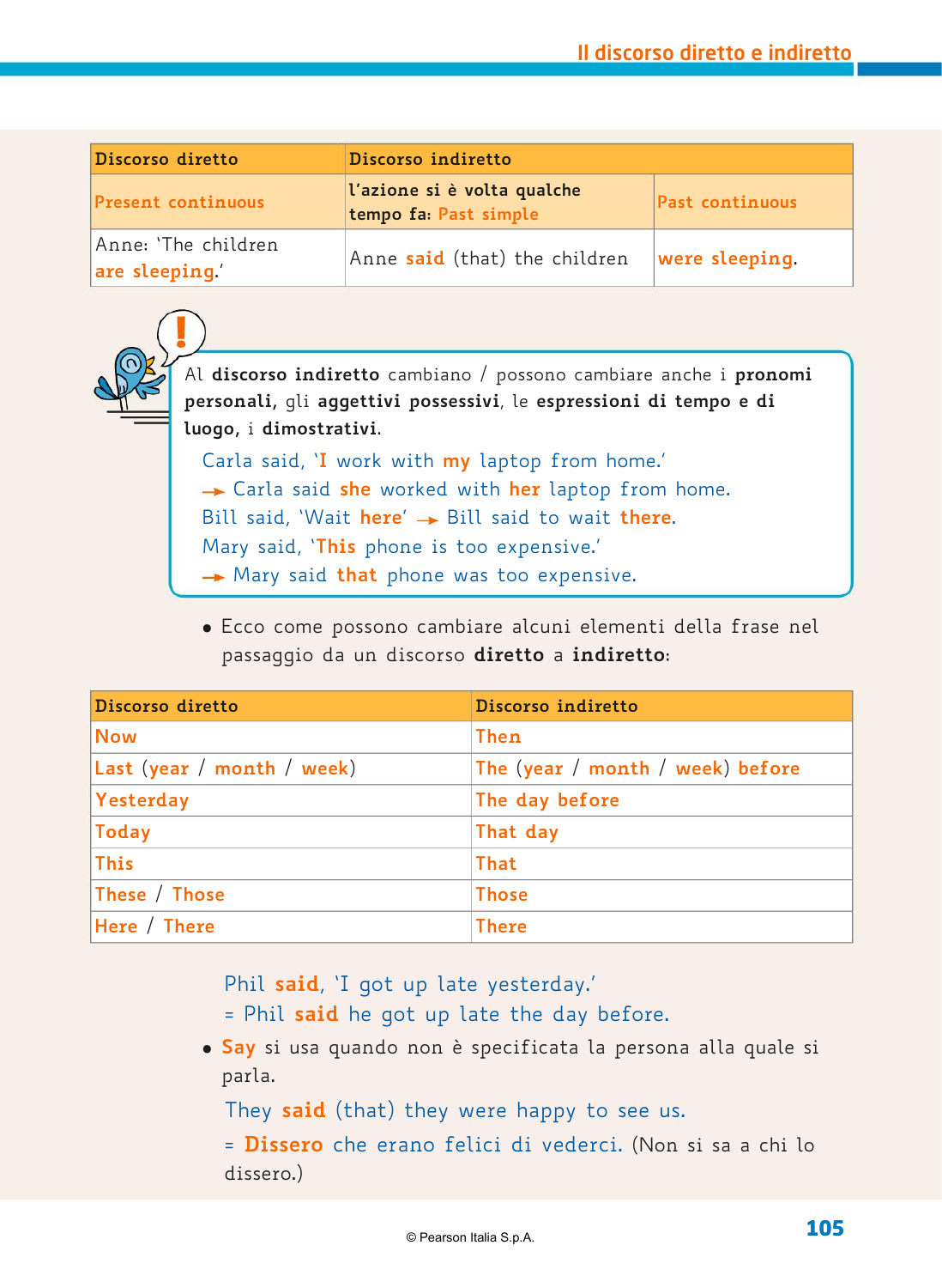| Discorso diretto | Discorso indiretto | |
|---|---|---|
| Present continuous | l'azione si è volta qualche tempo fa: Past simple | Past continuous |
| Anne: 'The children **are sleeping**.' | Anne **said** (that) the children | **were sleeping**. |

Al **discorso indiretto** cambiano / possono cambiare anche i **pronomi personali**, gli **aggettivi possessivi**, le **espressioni di tempo e di luogo**, i **dimostrativi**.

Carla said, '**I** work with **my** laptop from home.'
→ Carla said **she** worked with **her** laptop from home.
Bill said, 'Wait **here**' → Bill said to wait **there**.
Mary said, '**This** phone is too expensive.'
→ Mary said **that** phone was too expensive.

- Ecco come possono cambiare alcuni elementi della frase nel passaggio da un discorso **diretto** a **indiretto**:

| Discorso diretto | Discorso indiretto |
|---|---|
| Now | Then |
| Last (year / month / week) | The (year / month / week) before |
| Yesterday | The day before |
| Today | That day |
| This | That |
| These / Those | Those |
| Here / There | There |

Phil **said**, 'I got up late yesterday.'
= Phil **said** he got up late the day before.

- **Say** si usa quando non è specificata la persona alla quale si parla.

They **said** (that) they were happy to see us.
= **Dissero** che erano felici di vederci. (Non si sa a chi lo dissero.)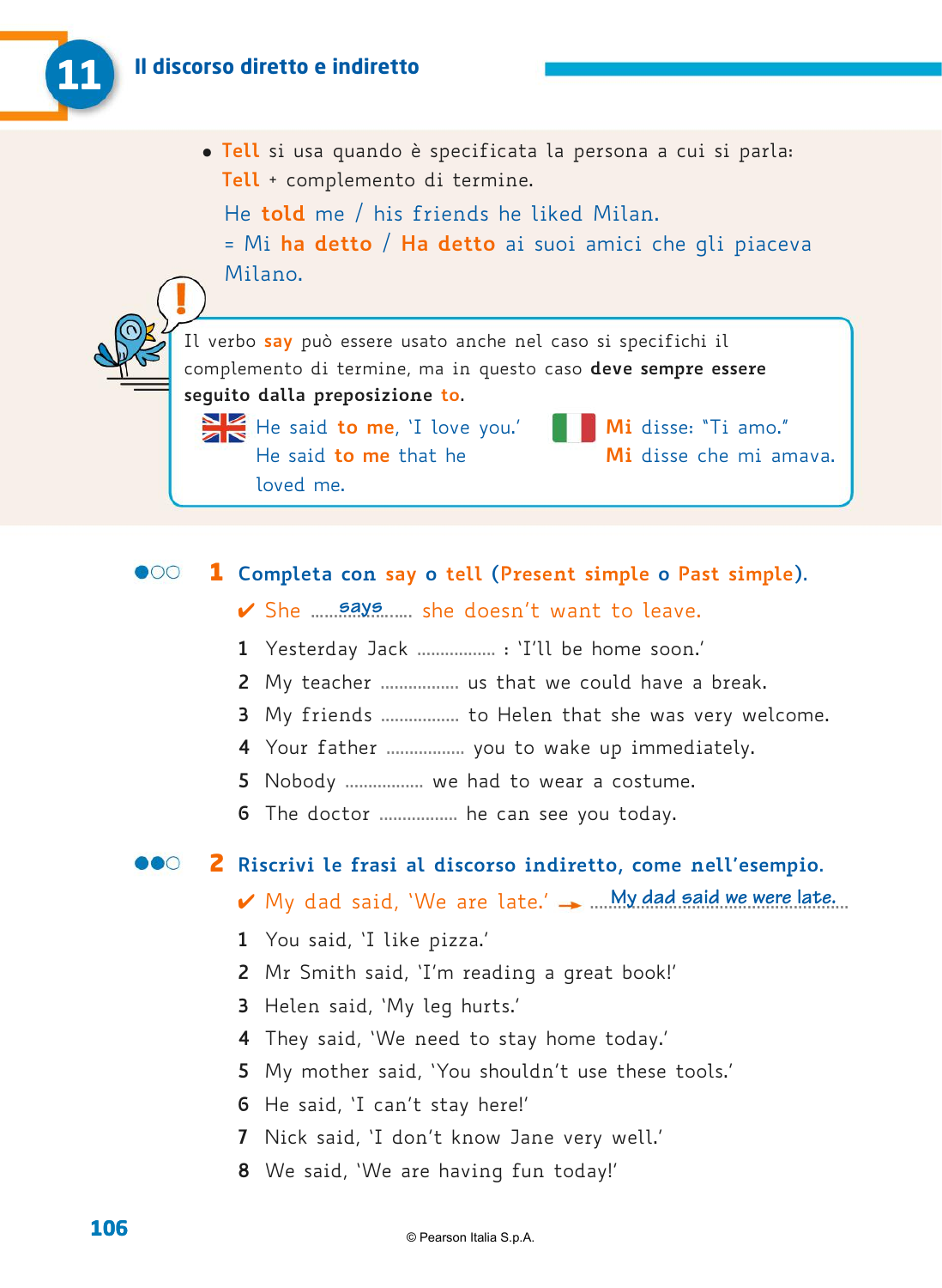- **Tell** si usa quando è specificata la persona a cui si parla: **Tell** + complemento di termine.

  He **told** me / his friends he liked Milan.
  = Mi **ha detto** / **Ha detto** ai suoi amici che gli piaceva Milano.

> **!** Il verbo **say** può essere usato anche nel caso si specifichi il complemento di termine, ma in questo caso **deve sempre essere seguito dalla preposizione to**.
>
> 🇬🇧 He said **to me**, 'I love you.'
> He said **to me** that he loved me.
>
> 🇮🇹 **Mi** disse: "Ti amo."
> **Mi** disse che mi amava.

## 1 Completa con say o tell (Present simple o Past simple).

✔ She ....*says*.... she doesn't want to leave.

1. Yesterday Jack ................ : 'I'll be home soon.'
2. My teacher ................ us that we could have a break.
3. My friends ................ to Helen that she was very welcome.
4. Your father ................ you to wake up immediately.
5. Nobody ................ we had to wear a costume.
6. The doctor ................ he can see you today.

## 2 Riscrivi le frasi al discorso indiretto, come nell'esempio.

✔ My dad said, 'We are late.' → ....*My dad said we were late.*....

1. You said, 'I like pizza.'
2. Mr Smith said, 'I'm reading a great book!'
3. Helen said, 'My leg hurts.'
4. They said, 'We need to stay home today.'
5. My mother said, 'You shouldn't use these tools.'
6. He said, 'I can't stay here!'
7. Nick said, 'I don't know Jane very well.'
8. We said, 'We are having fun today!'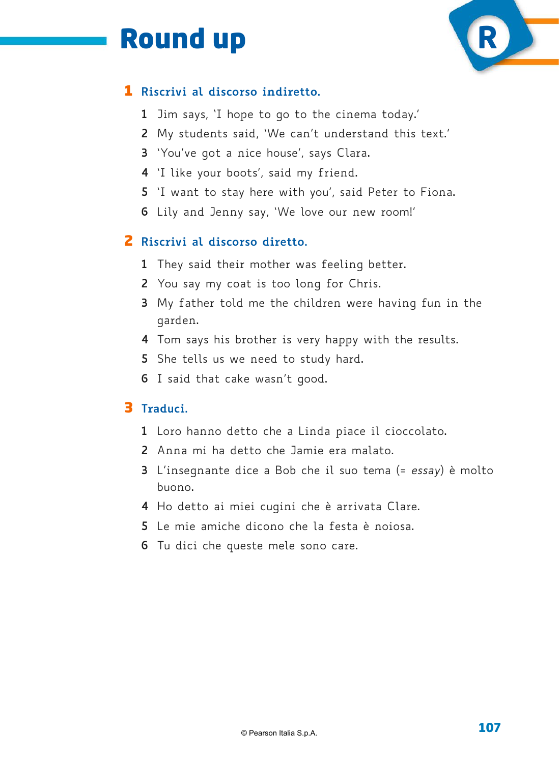# Round up

R

## 1 Riscrivi al discorso indiretto.

1. Jim says, 'I hope to go to the cinema today.'
2. My students said, 'We can't understand this text.'
3. 'You've got a nice house', says Clara.
4. 'I like your boots', said my friend.
5. 'I want to stay here with you', said Peter to Fiona.
6. Lily and Jenny say, 'We love our new room!'

## 2 Riscrivi al discorso diretto.

1. They said their mother was feeling better.
2. You say my coat is too long for Chris.
3. My father told me the children were having fun in the garden.
4. Tom says his brother is very happy with the results.
5. She tells us we need to study hard.
6. I said that cake wasn't good.

## 3 Traduci.

1. Loro hanno detto che a Linda piace il cioccolato.
2. Anna mi ha detto che Jamie era malato.
3. L'insegnante dice a Bob che il suo tema (= *essay*) è molto buono.
4. Ho detto ai miei cugini che è arrivata Clare.
5. Le mie amiche dicono che la festa è noiosa.
6. Tu dici che queste mele sono care.

© Pearson Italia S.p.A.